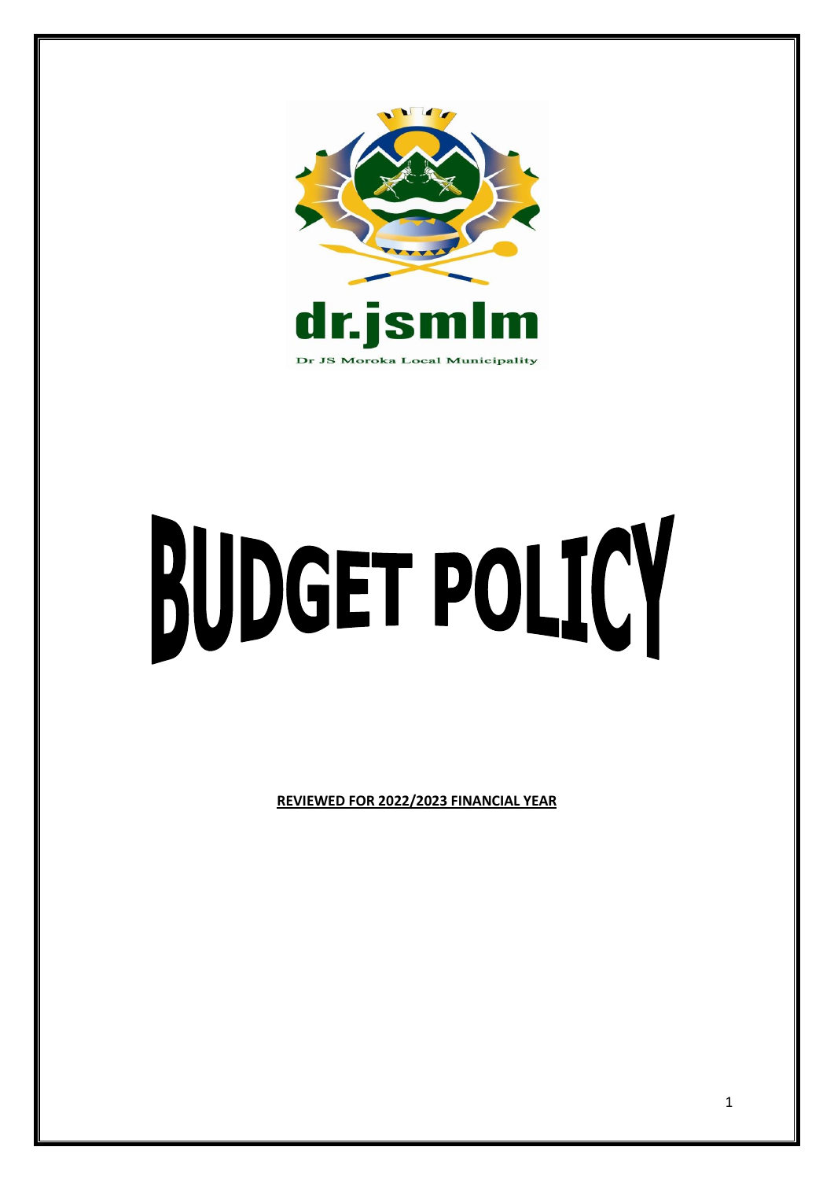dr.jsmlm

Dr JS Moroka Local Municipality

# BUDGET POLICY

**REVIEWED FOR 2022/2023 FINANCIAL YEAR**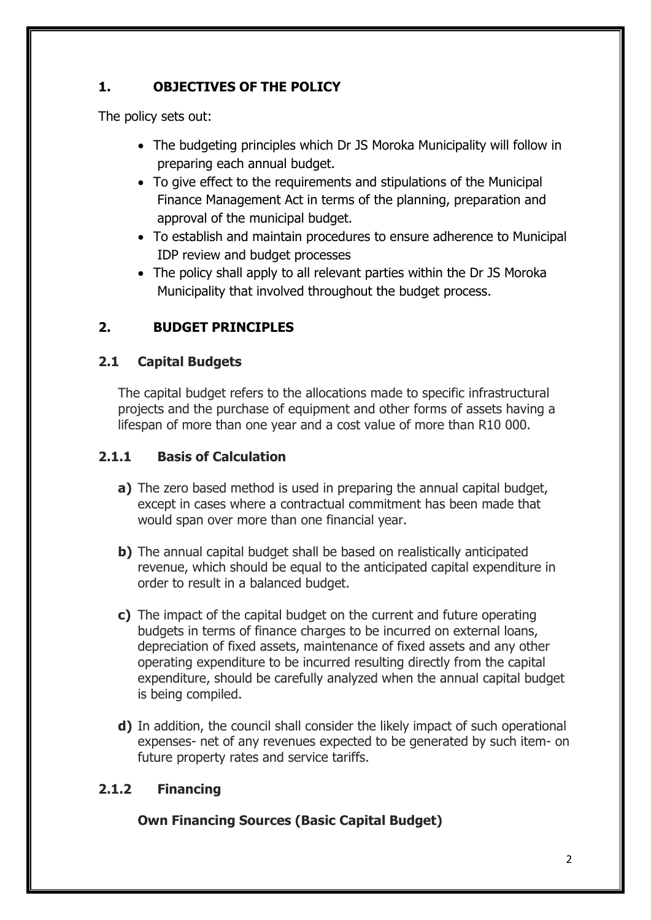## 1. OBJECTIVES OF THE POLICY

The policy sets out:

- The budgeting principles which Dr JS Moroka Municipality will follow in preparing each annual budget.
- To give effect to the requirements and stipulations of the Municipal Finance Management Act in terms of the planning, preparation and approval of the municipal budget.
- To establish and maintain procedures to ensure adherence to Municipal IDP review and budget processes
- The policy shall apply to all relevant parties within the Dr JS Moroka Municipality that involved throughout the budget process.

## 2. BUDGET PRINCIPLES

### 2.1 Capital Budgets

The capital budget refers to the allocations made to specific infrastructural projects and the purchase of equipment and other forms of assets having a lifespan of more than one year and a cost value of more than R10 000.

#### 2.1.1 Basis of Calculation

**a)** The zero based method is used in preparing the annual capital budget, except in cases where a contractual commitment has been made that would span over more than one financial year.

**b)** The annual capital budget shall be based on realistically anticipated revenue, which should be equal to the anticipated capital expenditure in order to result in a balanced budget.

**c)** The impact of the capital budget on the current and future operating budgets in terms of finance charges to be incurred on external loans, depreciation of fixed assets, maintenance of fixed assets and any other operating expenditure to be incurred resulting directly from the capital expenditure, should be carefully analyzed when the annual capital budget is being compiled.

**d)** In addition, the council shall consider the likely impact of such operational expenses- net of any revenues expected to be generated by such item- on future property rates and service tariffs.

#### 2.1.2 Financing

**Own Financing Sources (Basic Capital Budget)**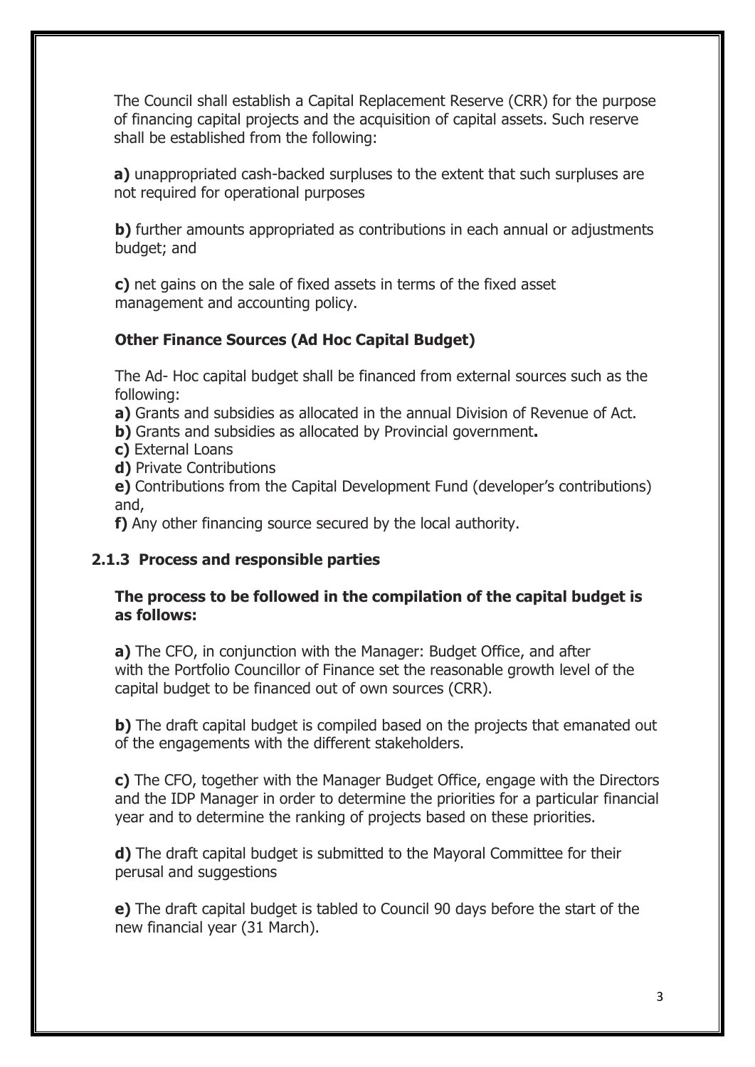The Council shall establish a Capital Replacement Reserve (CRR) for the purpose of financing capital projects and the acquisition of capital assets. Such reserve shall be established from the following:

**a)** unappropriated cash-backed surpluses to the extent that such surpluses are not required for operational purposes

**b)** further amounts appropriated as contributions in each annual or adjustments budget; and

**c)** net gains on the sale of fixed assets in terms of the fixed asset management and accounting policy.

**Other Finance Sources (Ad Hoc Capital Budget)**

The Ad- Hoc capital budget shall be financed from external sources such as the following:

**a)** Grants and subsidies as allocated in the annual Division of Revenue of Act.
**b)** Grants and subsidies as allocated by Provincial government**.**
**c)** External Loans
**d)** Private Contributions
**e)** Contributions from the Capital Development Fund (developer's contributions) and,
**f)** Any other financing source secured by the local authority.

### 2.1.3 Process and responsible parties

**The process to be followed in the compilation of the capital budget is as follows:**

**a)** The CFO, in conjunction with the Manager: Budget Office, and after with the Portfolio Councillor of Finance set the reasonable growth level of the capital budget to be financed out of own sources (CRR).

**b)** The draft capital budget is compiled based on the projects that emanated out of the engagements with the different stakeholders.

**c)** The CFO, together with the Manager Budget Office, engage with the Directors and the IDP Manager in order to determine the priorities for a particular financial year and to determine the ranking of projects based on these priorities.

**d)** The draft capital budget is submitted to the Mayoral Committee for their perusal and suggestions

**e)** The draft capital budget is tabled to Council 90 days before the start of the new financial year (31 March).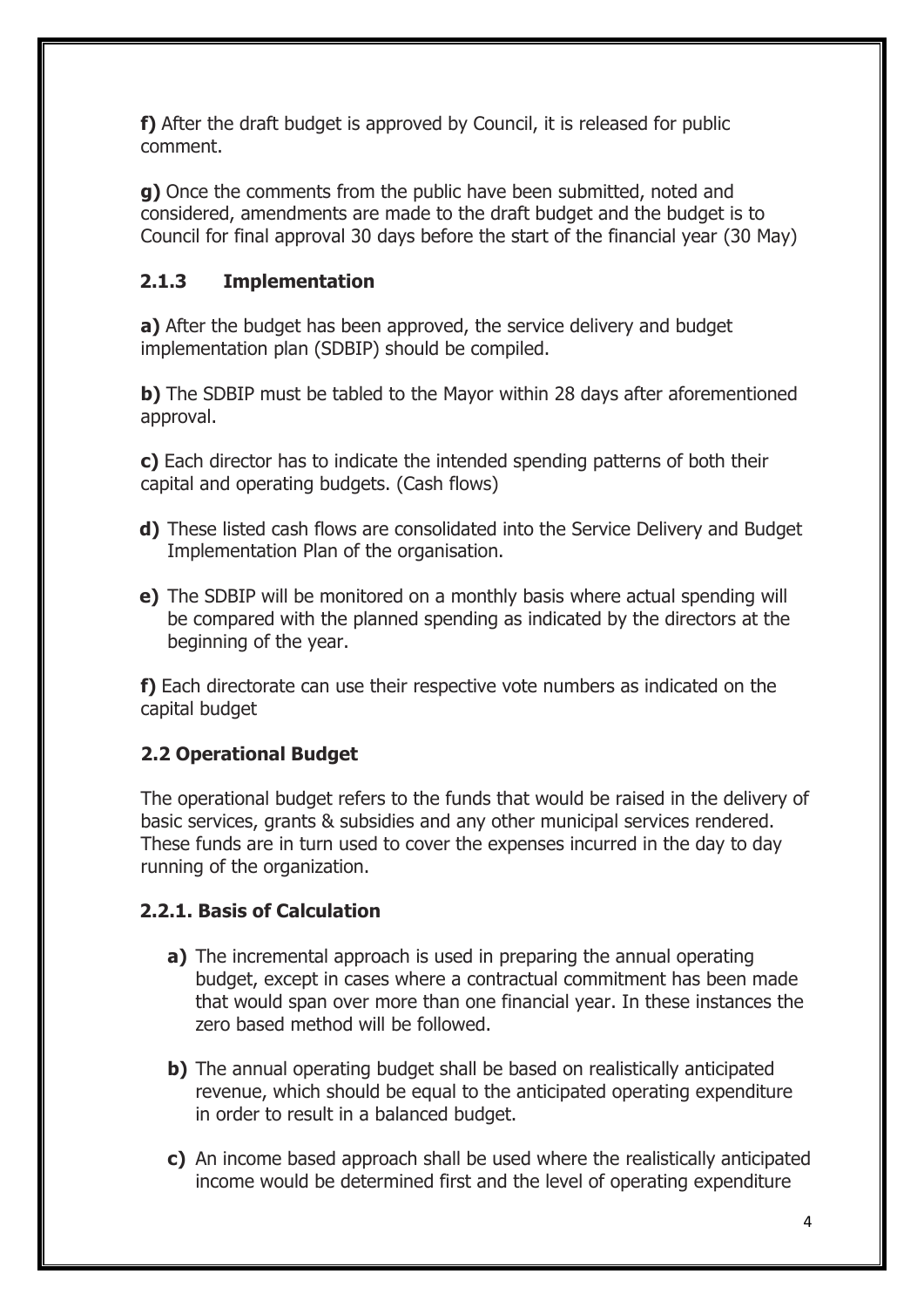**f)** After the draft budget is approved by Council, it is released for public comment.

**g)** Once the comments from the public have been submitted, noted and considered, amendments are made to the draft budget and the budget is to Council for final approval 30 days before the start of the financial year (30 May)

### 2.1.3 Implementation

**a)** After the budget has been approved, the service delivery and budget implementation plan (SDBIP) should be compiled.

**b)** The SDBIP must be tabled to the Mayor within 28 days after aforementioned approval.

**c)** Each director has to indicate the intended spending patterns of both their capital and operating budgets. (Cash flows)

**d)** These listed cash flows are consolidated into the Service Delivery and Budget Implementation Plan of the organisation.

**e)** The SDBIP will be monitored on a monthly basis where actual spending will be compared with the planned spending as indicated by the directors at the beginning of the year.

**f)** Each directorate can use their respective vote numbers as indicated on the capital budget

## 2.2 Operational Budget

The operational budget refers to the funds that would be raised in the delivery of basic services, grants & subsidies and any other municipal services rendered. These funds are in turn used to cover the expenses incurred in the day to day running of the organization.

### 2.2.1. Basis of Calculation

**a)** The incremental approach is used in preparing the annual operating budget, except in cases where a contractual commitment has been made that would span over more than one financial year. In these instances the zero based method will be followed.

**b)** The annual operating budget shall be based on realistically anticipated revenue, which should be equal to the anticipated operating expenditure in order to result in a balanced budget.

**c)** An income based approach shall be used where the realistically anticipated income would be determined first and the level of operating expenditure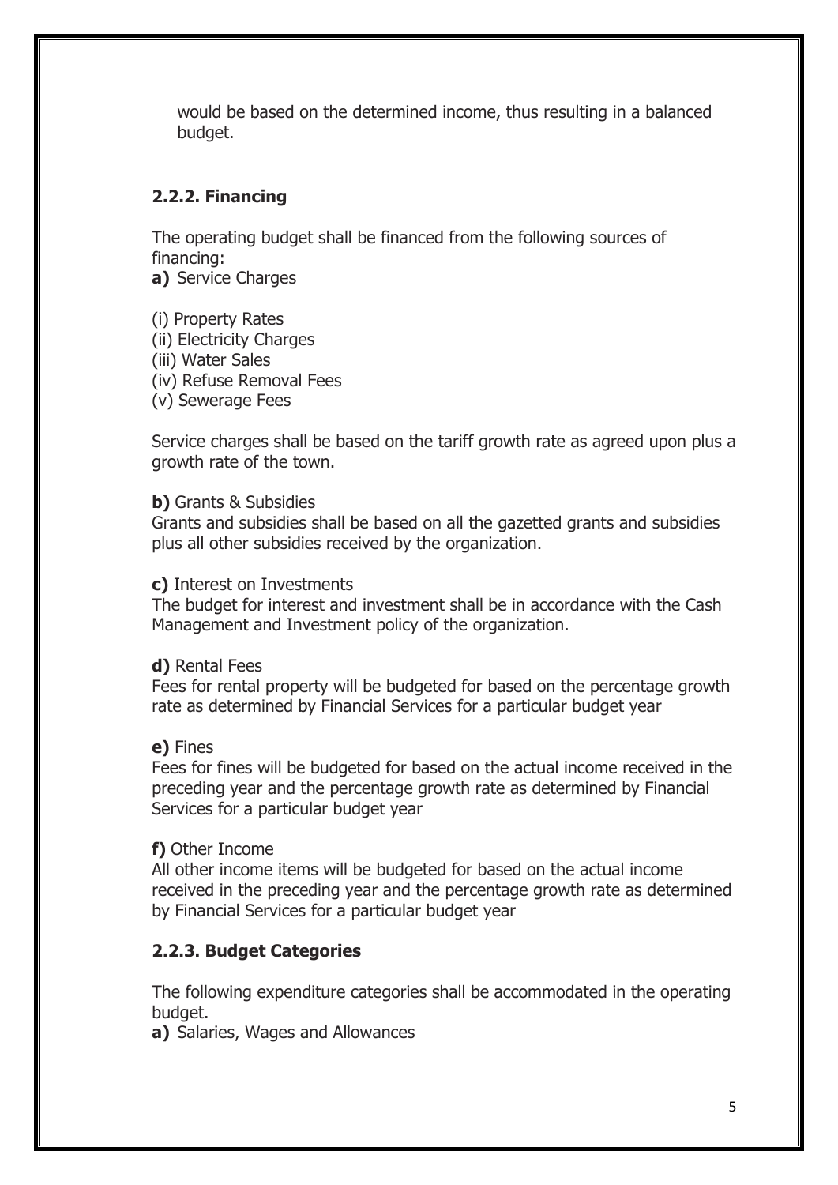would be based on the determined income, thus resulting in a balanced budget.

### 2.2.2. Financing

The operating budget shall be financed from the following sources of financing:

**a)** Service Charges

(i) Property Rates
(ii) Electricity Charges
(iii) Water Sales
(iv) Refuse Removal Fees
(v) Sewerage Fees

Service charges shall be based on the tariff growth rate as agreed upon plus a growth rate of the town.

**b)** Grants & Subsidies
Grants and subsidies shall be based on all the gazetted grants and subsidies plus all other subsidies received by the organization.

**c)** Interest on Investments
The budget for interest and investment shall be in accordance with the Cash Management and Investment policy of the organization.

**d)** Rental Fees
Fees for rental property will be budgeted for based on the percentage growth rate as determined by Financial Services for a particular budget year

**e)** Fines
Fees for fines will be budgeted for based on the actual income received in the preceding year and the percentage growth rate as determined by Financial Services for a particular budget year

**f)** Other Income
All other income items will be budgeted for based on the actual income received in the preceding year and the percentage growth rate as determined by Financial Services for a particular budget year

### 2.2.3. Budget Categories

The following expenditure categories shall be accommodated in the operating budget.

**a)** Salaries, Wages and Allowances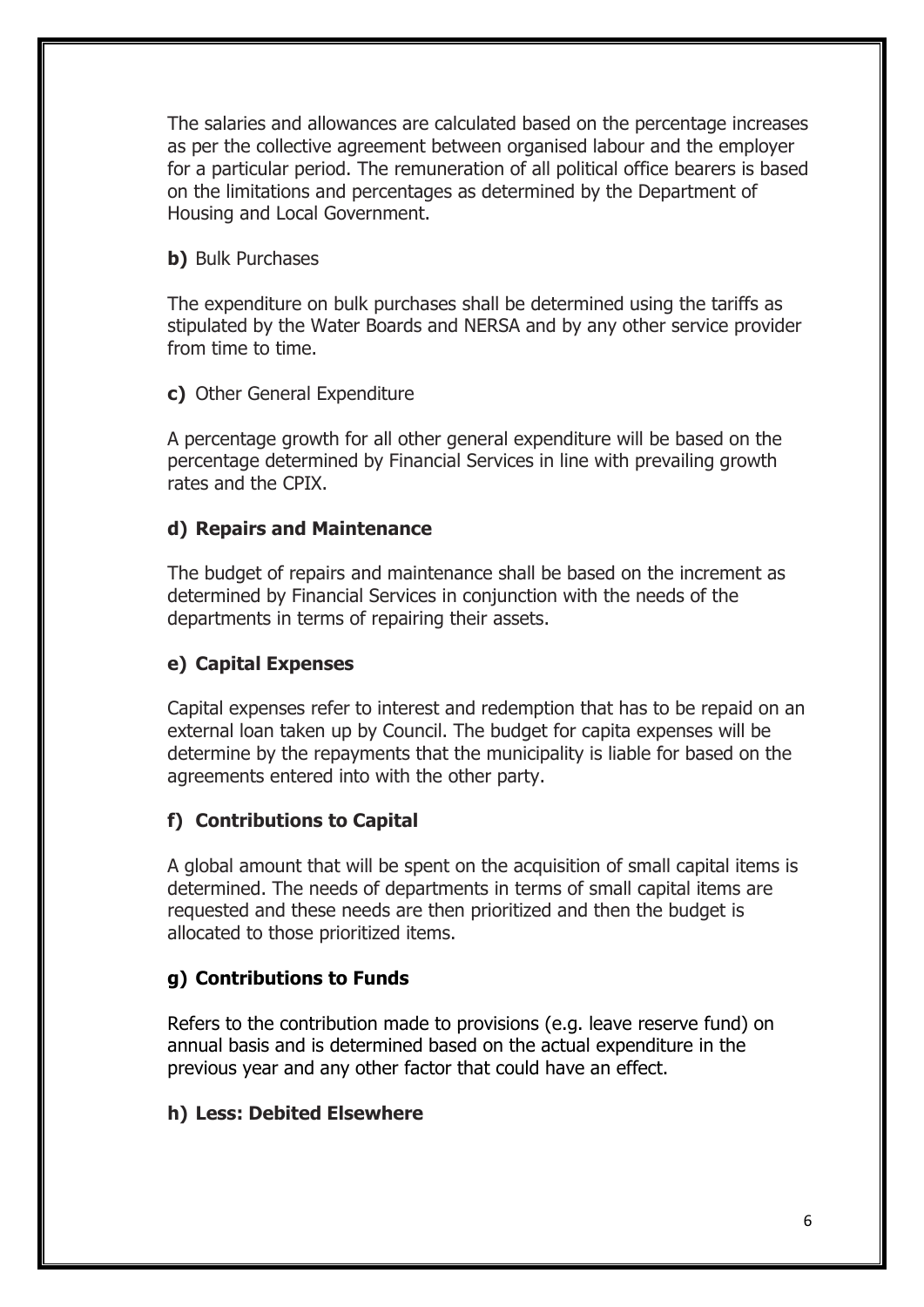The salaries and allowances are calculated based on the percentage increases as per the collective agreement between organised labour and the employer for a particular period. The remuneration of all political office bearers is based on the limitations and percentages as determined by the Department of Housing and Local Government.

**b)** Bulk Purchases

The expenditure on bulk purchases shall be determined using the tariffs as stipulated by the Water Boards and NERSA and by any other service provider from time to time.

**c)** Other General Expenditure

A percentage growth for all other general expenditure will be based on the percentage determined by Financial Services in line with prevailing growth rates and the CPIX.

**d) Repairs and Maintenance**

The budget of repairs and maintenance shall be based on the increment as determined by Financial Services in conjunction with the needs of the departments in terms of repairing their assets.

**e) Capital Expenses**

Capital expenses refer to interest and redemption that has to be repaid on an external loan taken up by Council. The budget for capita expenses will be determine by the repayments that the municipality is liable for based on the agreements entered into with the other party.

**f) Contributions to Capital**

A global amount that will be spent on the acquisition of small capital items is determined. The needs of departments in terms of small capital items are requested and these needs are then prioritized and then the budget is allocated to those prioritized items.

**g) Contributions to Funds**

Refers to the contribution made to provisions (e.g. leave reserve fund) on annual basis and is determined based on the actual expenditure in the previous year and any other factor that could have an effect.

**h) Less: Debited Elsewhere**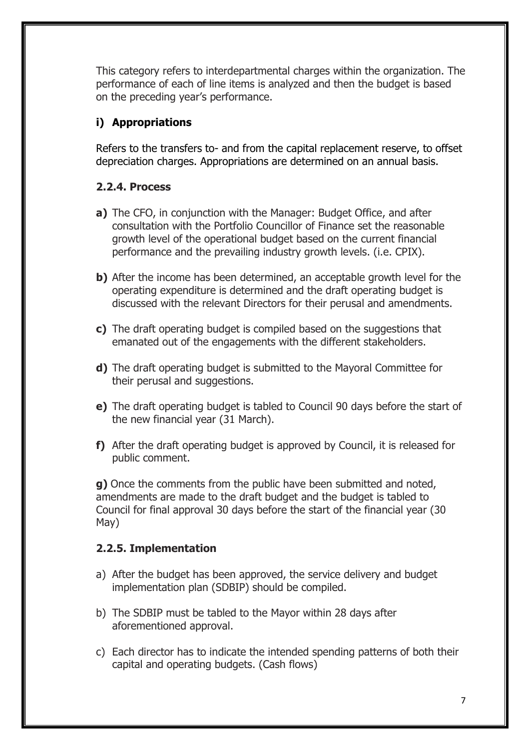This category refers to interdepartmental charges within the organization. The performance of each of line items is analyzed and then the budget is based on the preceding year's performance.

### i) Appropriations

Refers to the transfers to- and from the capital replacement reserve, to offset depreciation charges. Appropriations are determined on an annual basis.

### 2.2.4. Process

**a)** The CFO, in conjunction with the Manager: Budget Office, and after consultation with the Portfolio Councillor of Finance set the reasonable growth level of the operational budget based on the current financial performance and the prevailing industry growth levels. (i.e. CPIX).

**b)** After the income has been determined, an acceptable growth level for the operating expenditure is determined and the draft operating budget is discussed with the relevant Directors for their perusal and amendments.

**c)** The draft operating budget is compiled based on the suggestions that emanated out of the engagements with the different stakeholders.

**d)** The draft operating budget is submitted to the Mayoral Committee for their perusal and suggestions.

**e)** The draft operating budget is tabled to Council 90 days before the start of the new financial year (31 March).

**f)** After the draft operating budget is approved by Council, it is released for public comment.

**g)** Once the comments from the public have been submitted and noted, amendments are made to the draft budget and the budget is tabled to Council for final approval 30 days before the start of the financial year (30 May)

### 2.2.5. Implementation

a) After the budget has been approved, the service delivery and budget implementation plan (SDBIP) should be compiled.

b) The SDBIP must be tabled to the Mayor within 28 days after aforementioned approval.

c) Each director has to indicate the intended spending patterns of both their capital and operating budgets. (Cash flows)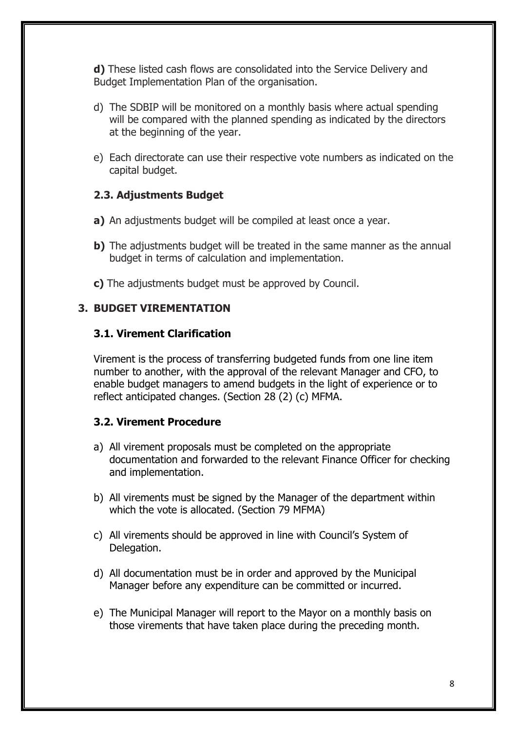**d)** These listed cash flows are consolidated into the Service Delivery and Budget Implementation Plan of the organisation.

d) The SDBIP will be monitored on a monthly basis where actual spending will be compared with the planned spending as indicated by the directors at the beginning of the year.

e) Each directorate can use their respective vote numbers as indicated on the capital budget.

### 2.3. Adjustments Budget

**a)** An adjustments budget will be compiled at least once a year.

**b)** The adjustments budget will be treated in the same manner as the annual budget in terms of calculation and implementation.

**c)** The adjustments budget must be approved by Council.

## 3. BUDGET VIREMENTATION

### 3.1. Virement Clarification

Virement is the process of transferring budgeted funds from one line item number to another, with the approval of the relevant Manager and CFO, to enable budget managers to amend budgets in the light of experience or to reflect anticipated changes. (Section 28 (2) (c) MFMA.

### 3.2. Virement Procedure

a) All virement proposals must be completed on the appropriate documentation and forwarded to the relevant Finance Officer for checking and implementation.

b) All virements must be signed by the Manager of the department within which the vote is allocated. (Section 79 MFMA)

c) All virements should be approved in line with Council's System of Delegation.

d) All documentation must be in order and approved by the Municipal Manager before any expenditure can be committed or incurred.

e) The Municipal Manager will report to the Mayor on a monthly basis on those virements that have taken place during the preceding month.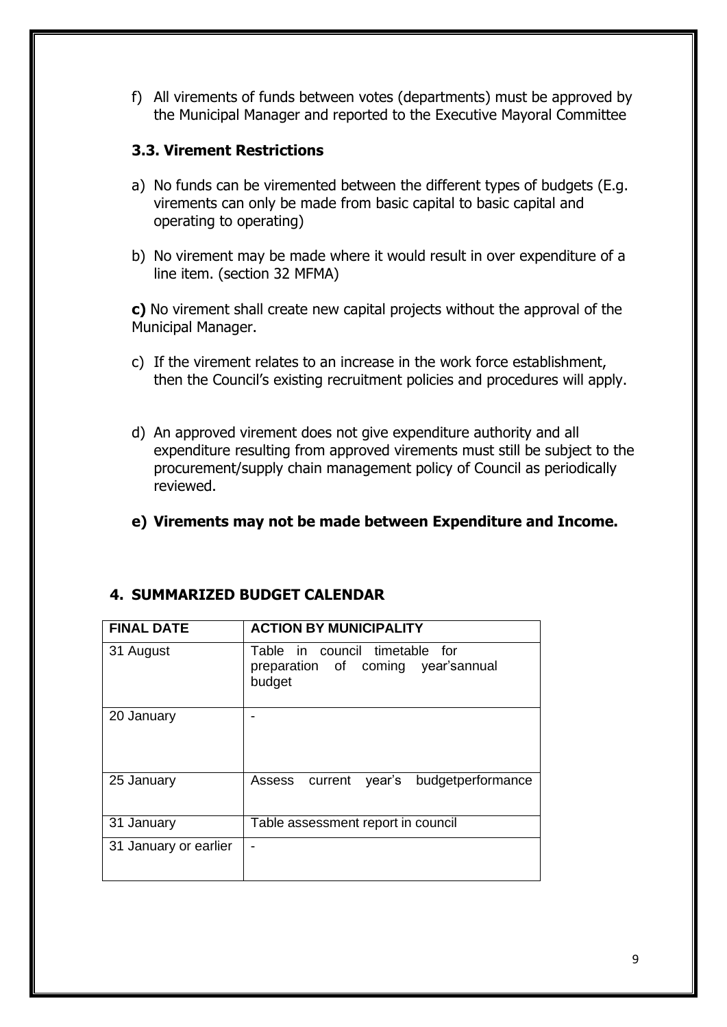f) All virements of funds between votes (departments) must be approved by the Municipal Manager and reported to the Executive Mayoral Committee

### 3.3. Virement Restrictions

a) No funds can be viremented between the different types of budgets (E.g. virements can only be made from basic capital to basic capital and operating to operating)

b) No virement may be made where it would result in over expenditure of a line item. (section 32 MFMA)

**c)** No virement shall create new capital projects without the approval of the Municipal Manager.

c) If the virement relates to an increase in the work force establishment, then the Council's existing recruitment policies and procedures will apply.

d) An approved virement does not give expenditure authority and all expenditure resulting from approved virements must still be subject to the procurement/supply chain management policy of Council as periodically reviewed.

**e) Virements may not be made between Expenditure and Income.**

## 4. SUMMARIZED BUDGET CALENDAR

| FINAL DATE | ACTION BY MUNICIPALITY |
|---|---|
| 31 August | Table in council timetable for preparation of coming year'sannual budget |
| 20 January | - |
| 25 January | Assess current year's budgetperformance |
| 31 January | Table assessment report in council |
| 31 January or earlier | - |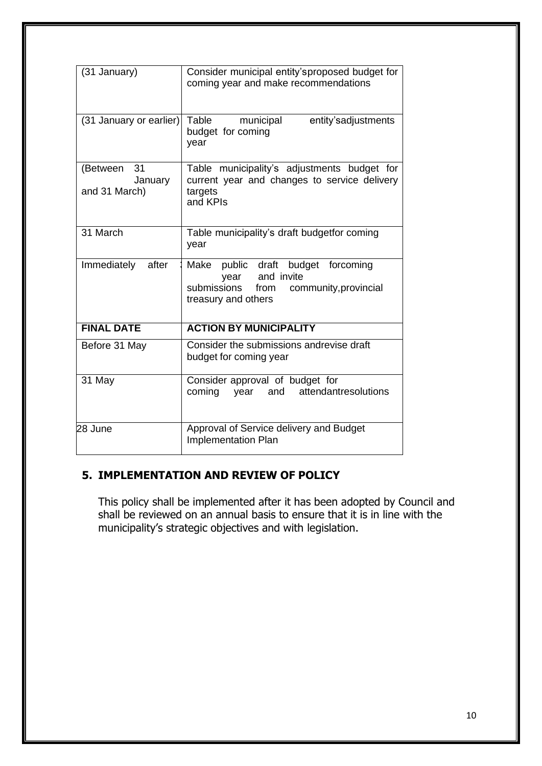| | |
|---|---|
| (31 January) | Consider municipal entity'sproposed budget for coming year and make recommendations |
| (31 January or earlier) | Table municipal entity'sadjustments budget for coming year |
| (Between 31 January and 31 March) | Table municipality's adjustments budget for current year and changes to service delivery targets and KPIs |
| 31 March | Table municipality's draft budgetfor coming year |
| Immediately after | Make public draft budget forcoming year and invite submissions from community,provincial treasury and others |
| **FINAL DATE** | **ACTION BY MUNICIPALITY** |
| Before 31 May | Consider the submissions andrevise draft budget for coming year |
| 31 May | Consider approval of budget for coming year and attendantresolutions |
| 28 June | Approval of Service delivery and Budget Implementation Plan |

## 5. IMPLEMENTATION AND REVIEW OF POLICY

This policy shall be implemented after it has been adopted by Council and shall be reviewed on an annual basis to ensure that it is in line with the municipality's strategic objectives and with legislation.